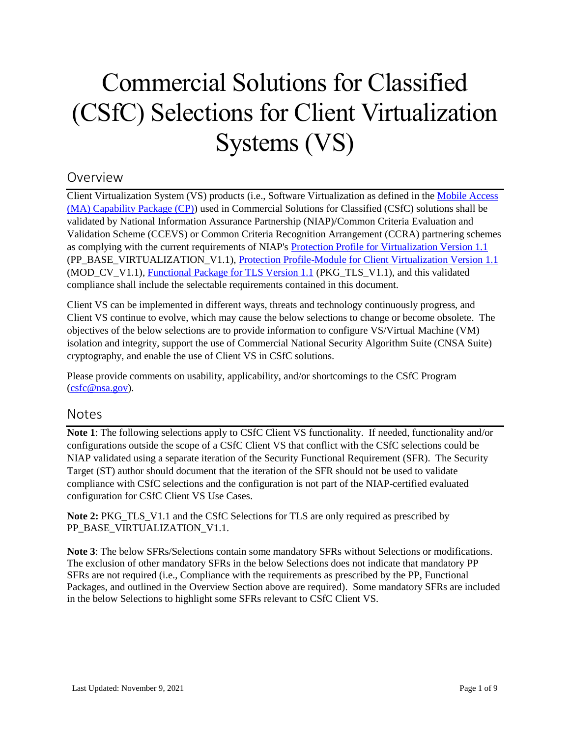# Commercial Solutions for Classified (CSfC) Selections for Client Virtualization Systems (VS)

## Overview

Client Virtualization System (VS) products (i.e., Software Virtualization as defined in the Mobile Access (MA) Capability Package (CP)) used in Commercial Solutions for Classified (CSfC) solutions shall be validated by National Information Assurance Partnership (NIAP)/Common Criteria Evaluation and Validation Scheme (CCEVS) or Common Criteria Recognition Arrangement (CCRA) partnering schemes as complying with the current requirements of NIAP's Protection Profile for Virtualization Version 1.1 (PP_BASE_VIRTUALIZATION_V1.1), Protection Profile-Module for Client Virtualization Version 1.1 (MOD_CV_V1.1), Functional Package for TLS Version 1.1 (PKG_TLS_V1.1), and this validated compliance shall include the selectable requirements contained in this document.

Client VS can be implemented in different ways, threats and technology continuously progress, and Client VS continue to evolve, which may cause the below selections to change or become obsolete. The objectives of the below selections are to provide information to configure VS/Virtual Machine (VM) isolation and integrity, support the use of Commercial National Security Algorithm Suite (CNSA Suite) cryptography, and enable the use of Client VS in CSfC solutions.

Please provide comments on usability, applicability, and/or shortcomings to the CSfC Program (csfc@nsa.gov).

## Notes

**Note 1**: The following selections apply to CSfC Client VS functionality. If needed, functionality and/or configurations outside the scope of a CSfC Client VS that conflict with the CSfC selections could be NIAP validated using a separate iteration of the Security Functional Requirement (SFR). The Security Target (ST) author should document that the iteration of the SFR should not be used to validate compliance with CSfC selections and the configuration is not part of the NIAP-certified evaluated configuration for CSfC Client VS Use Cases.

**Note 2:** PKG_TLS_V1.1 and the CSfC Selections for TLS are only required as prescribed by PP_BASE_VIRTUALIZATION_V1.1.

**Note 3**: The below SFRs/Selections contain some mandatory SFRs without Selections or modifications. The exclusion of other mandatory SFRs in the below Selections does not indicate that mandatory PP SFRs are not required (i.e., Compliance with the requirements as prescribed by the PP, Functional Packages, and outlined in the Overview Section above are required). Some mandatory SFRs are included in the below Selections to highlight some SFRs relevant to CSfC Client VS.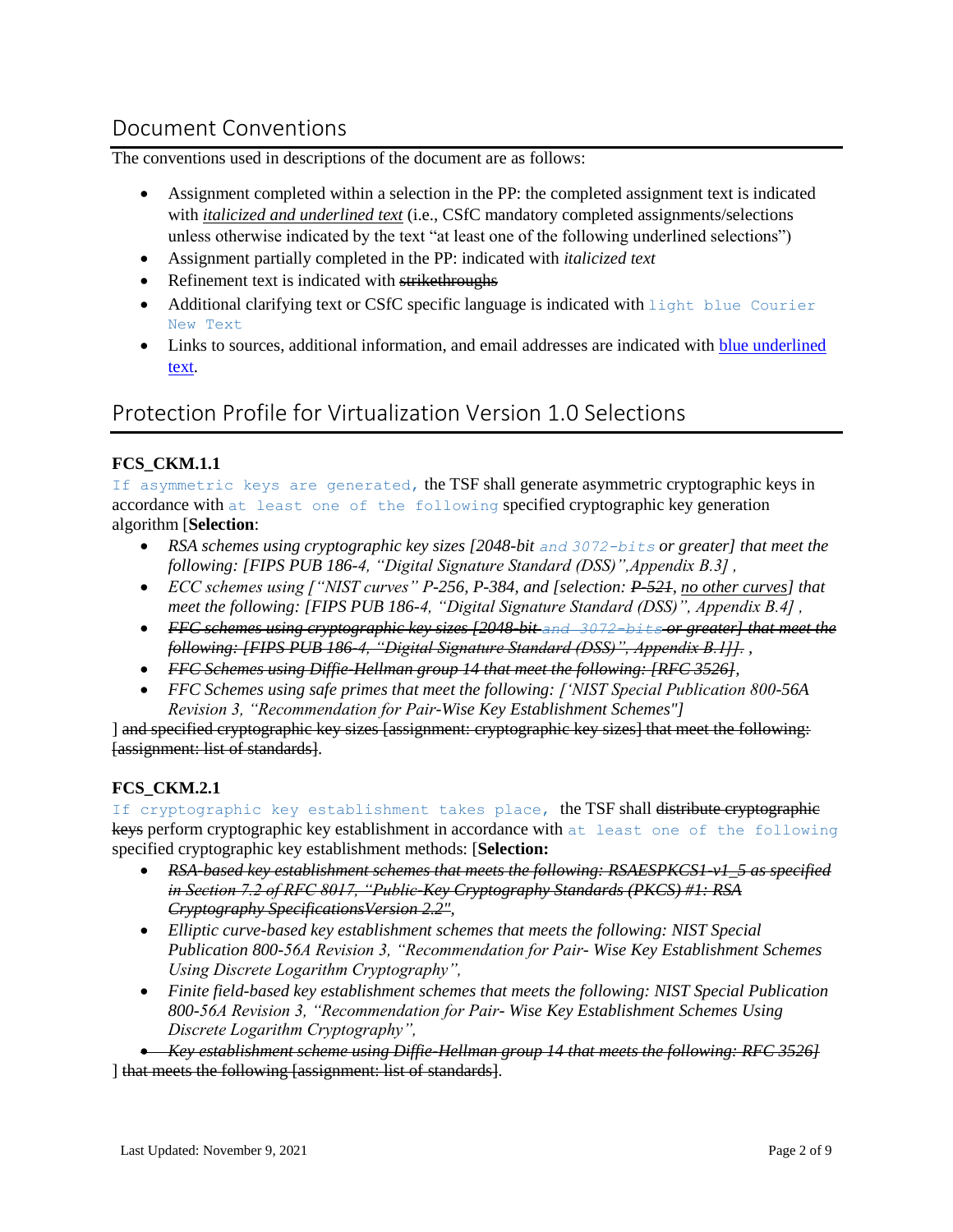## Document Conventions

The conventions used in descriptions of the document are as follows:

- Assignment completed within a selection in the PP: the completed assignment text is indicated with *italicized and underlined text* (i.e., CSfC mandatory completed assignments/selections unless otherwise indicated by the text "at least one of the following underlined selections")
- Assignment partially completed in the PP: indicated with *italicized text*
- Refinement text is indicated with ~~strikethroughs~~
- Additional clarifying text or CSfC specific language is indicated with `light blue Courier New Text`
- Links to sources, additional information, and email addresses are indicated with blue underlined text.

## Protection Profile for Virtualization Version 1.0 Selections

**FCS_CKM.1.1**

`If asymmetric keys are generated,` the TSF shall generate asymmetric cryptographic keys in accordance with `at least one of the following` specified cryptographic key generation algorithm [**Selection**:

- *RSA schemes using cryptographic key sizes [2048-bit* `and 3072-bits` *or greater] that meet the following: [FIPS PUB 186-4, "Digital Signature Standard (DSS)",Appendix B.3] ,*
- *ECC schemes using ["NIST curves" P-256, P-384, and [selection: ~~P-521~~, no other curves] that meet the following: [FIPS PUB 186-4, "Digital Signature Standard (DSS)", Appendix B.4] ,*
- ~~*FFC schemes using cryptographic key sizes [2048-bit* `and 3072-bits` *or greater] that meet the following: [FIPS PUB 186-4, "Digital Signature Standard (DSS)", Appendix B.1]].*~~ *,*
- ~~*FFC Schemes using Diffie-Hellman group 14 that meet the following: [RFC 3526]*~~*,*
- *FFC Schemes using safe primes that meet the following: ['NIST Special Publication 800-56A Revision 3, "Recommendation for Pair-Wise Key Establishment Schemes"]*

] ~~and specified cryptographic key sizes [assignment: cryptographic key sizes] that meet the following: [assignment: list of standards]~~.

**FCS_CKM.2.1**

`If cryptographic key establishment takes place,` the TSF shall ~~distribute cryptographic keys~~ perform cryptographic key establishment in accordance with `at least one of the following` specified cryptographic key establishment methods: [**Selection:**

- ~~*RSA-based key establishment schemes that meets the following: RSAESPKCS1-v1_5 as specified in Section 7.2 of RFC 8017, "Public-Key Cryptography Standards (PKCS) #1: RSA Cryptography SpecificationsVersion 2.2"*~~*,*
- *Elliptic curve-based key establishment schemes that meets the following: NIST Special Publication 800-56A Revision 3, "Recommendation for Pair- Wise Key Establishment Schemes Using Discrete Logarithm Cryptography",*
- *Finite field-based key establishment schemes that meets the following: NIST Special Publication 800-56A Revision 3, "Recommendation for Pair- Wise Key Establishment Schemes Using Discrete Logarithm Cryptography",*
- ~~*Key establishment scheme using Diffie-Hellman group 14 that meets the following: RFC 3526]*~~

] ~~that meets the following [assignment: list of standards]~~.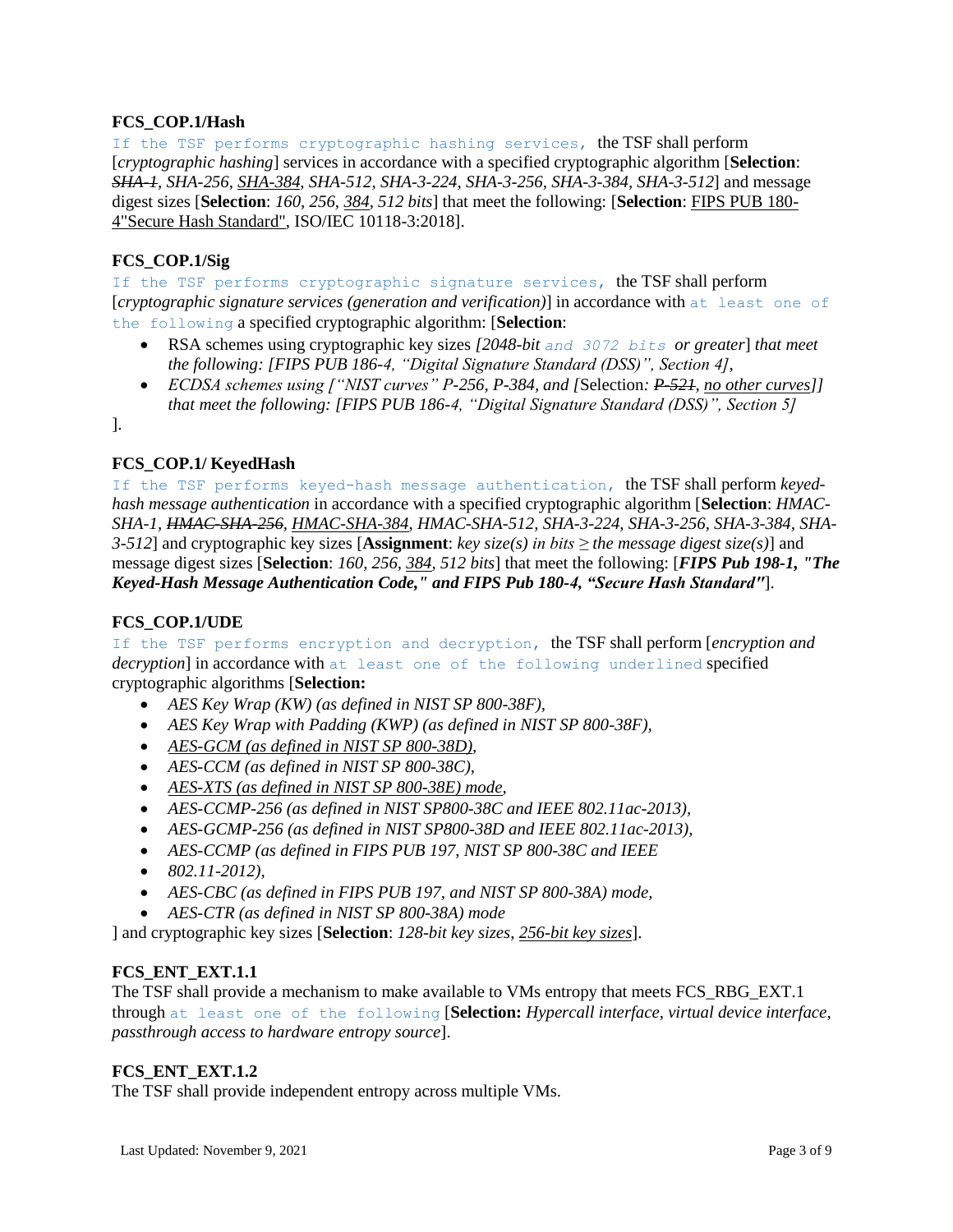**FCS_COP.1/Hash**

If the TSF performs cryptographic hashing services, the TSF shall perform [*cryptographic hashing*] services in accordance with a specified cryptographic algorithm [**Selection**: ~~*SHA-1*~~, *SHA-256*, <u>*SHA-384*</u>, *SHA-512*, *SHA-3-224*, *SHA-3-256*, *SHA-3-384*, *SHA-3-512*] and message digest sizes [**Selection**: *160*, *256*, <u>*384*</u>, *512 bits*] that meet the following: [**Selection**: <u>FIPS PUB 180-4"Secure Hash Standard"</u>, ISO/IEC 10118-3:2018].

**FCS_COP.1/Sig**

If the TSF performs cryptographic signature services, the TSF shall perform [*cryptographic signature services (generation and verification)*] in accordance with at least one of the following a specified cryptographic algorithm: [**Selection**:

- RSA schemes using cryptographic key sizes *[2048-bit and 3072 bits or greater*] *that meet the following: [FIPS PUB 186-4, "Digital Signature Standard (DSS)", Section 4]*,
- *ECDSA schemes using ["NIST curves" P-256, P-384, and [*Selection*: ~~P-521~~, <u>no other curves</u>]] that meet the following: [FIPS PUB 186-4, "Digital Signature Standard (DSS)", Section 5]*

].

**FCS_COP.1/ KeyedHash**

If the TSF performs keyed-hash message authentication, the TSF shall perform *keyed-hash message authentication* in accordance with a specified cryptographic algorithm [**Selection**: *HMAC-SHA-1*, ~~*HMAC-SHA-256*~~, <u>*HMAC-SHA-384*</u>, *HMAC-SHA-512*, *SHA-3-224*, *SHA-3-256*, *SHA-3-384*, *SHA-3-512*] and cryptographic key sizes [**Assignment**: *key size(s) in bits ≥ the message digest size(s)*] and message digest sizes [**Selection**: *160*, *256*, <u>*384*</u>, *512 bits*] that meet the following: [***FIPS Pub 198-1, "The Keyed-Hash Message Authentication Code," and FIPS Pub 180-4, "Secure Hash Standard"***].

**FCS_COP.1/UDE**

If the TSF performs encryption and decryption, the TSF shall perform [*encryption and decryption*] in accordance with at least one of the following underlined specified cryptographic algorithms [**Selection:**

- *AES Key Wrap (KW) (as defined in NIST SP 800-38F),*
- *AES Key Wrap with Padding (KWP) (as defined in NIST SP 800-38F),*
- <u>*AES-GCM (as defined in NIST SP 800-38D)*</u>*,*
- *AES-CCM (as defined in NIST SP 800-38C),*
- <u>*AES-XTS (as defined in NIST SP 800-38E) mode*</u>*,*
- *AES-CCMP-256 (as defined in NIST SP800-38C and IEEE 802.11ac-2013),*
- *AES-GCMP-256 (as defined in NIST SP800-38D and IEEE 802.11ac-2013),*
- *AES-CCMP (as defined in FIPS PUB 197, NIST SP 800-38C and IEEE*
- *802.11-2012),*
- *AES-CBC (as defined in FIPS PUB 197, and NIST SP 800-38A) mode,*
- *AES-CTR (as defined in NIST SP 800-38A) mode*

] and cryptographic key sizes [**Selection**: *128-bit key sizes*, <u>*256-bit key sizes*</u>].

**FCS_ENT_EXT.1.1**

The TSF shall provide a mechanism to make available to VMs entropy that meets FCS_RBG_EXT.1 through at least one of the following [**Selection:** *Hypercall interface*, *virtual device interface*, *passthrough access to hardware entropy source*].

**FCS_ENT_EXT.1.2**

The TSF shall provide independent entropy across multiple VMs.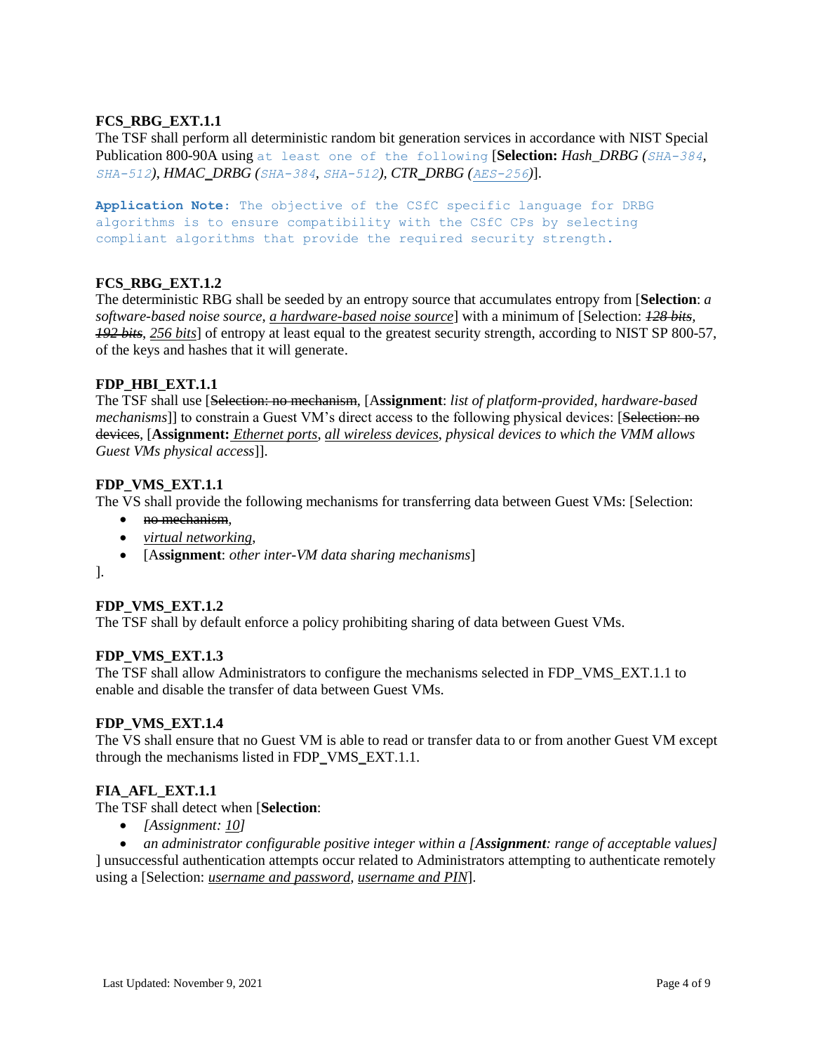**FCS_RBG_EXT.1.1**
The TSF shall perform all deterministic random bit generation services in accordance with NIST Special Publication 800-90A using `at least one of the following` [**Selection:** *Hash_DRBG (`SHA-384`, `SHA-512`), HMAC_DRBG (`SHA-384`, `SHA-512`), CTR_DRBG (`AES-256`)*].

```
Application Note: The objective of the CSfC specific language for DRBG
algorithms is to ensure compatibility with the CSfC CPs by selecting
compliant algorithms that provide the required security strength.
```

**FCS_RBG_EXT.1.2**
The deterministic RBG shall be seeded by an entropy source that accumulates entropy from [**Selection**: *a software-based noise source*, *<u>a hardware-based noise source</u>*] with a minimum of [Selection: ~~*128 bits*~~, ~~*192 bits*~~, *<u>256 bits</u>*] of entropy at least equal to the greatest security strength, according to NIST SP 800-57, of the keys and hashes that it will generate.

**FDP_HBI_EXT.1.1**
The TSF shall use [~~Selection: no mechanism~~, [**Assignment**: *list of platform-provided, hardware-based mechanisms*]] to constrain a Guest VM's direct access to the following physical devices: [~~Selection: no devices~~, [**Assignment:** *<u>Ethernet ports</u>, <u>all wireless devices</u>, physical devices to which the VMM allows Guest VMs physical access*]].

**FDP_VMS_EXT.1.1**
The VS shall provide the following mechanisms for transferring data between Guest VMs: [Selection:

- ~~no mechanism~~,
- *<u>virtual networking</u>*,
- [**Assignment**: *other inter-VM data sharing mechanisms*]

].

**FDP_VMS_EXT.1.2**
The TSF shall by default enforce a policy prohibiting sharing of data between Guest VMs.

**FDP_VMS_EXT.1.3**
The TSF shall allow Administrators to configure the mechanisms selected in FDP_VMS_EXT.1.1 to enable and disable the transfer of data between Guest VMs.

**FDP_VMS_EXT.1.4**
The VS shall ensure that no Guest VM is able to read or transfer data to or from another Guest VM except through the mechanisms listed in FDP_VMS_EXT.1.1.

**FIA_AFL_EXT.1.1**
The TSF shall detect when [**Selection**:

- *[Assignment: <u>10</u>]*
- *an administrator configurable positive integer within a [**Assignment**: range of acceptable values]*

] unsuccessful authentication attempts occur related to Administrators attempting to authenticate remotely using a [Selection: *<u>username and password</u>*, *<u>username and PIN</u>*].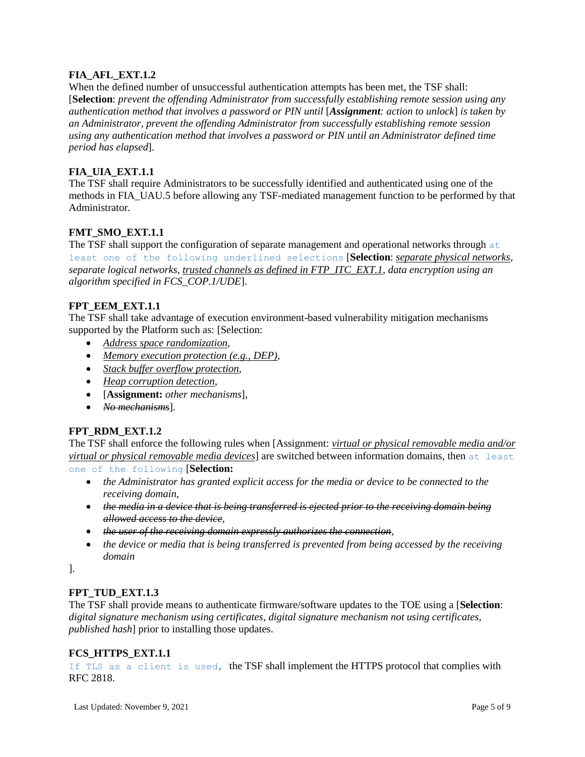**FIA_AFL_EXT.1.2**
When the defined number of unsuccessful authentication attempts has been met, the TSF shall: [**Selection**: *prevent the offending Administrator from successfully establishing remote session using any authentication method that involves a password or PIN until* [***Assignment****: action to unlock*] *is taken by an Administrator, prevent the offending Administrator from successfully establishing remote session using any authentication method that involves a password or PIN until an Administrator defined time period has elapsed*].

**FIA_UIA_EXT.1.1**
The TSF shall require Administrators to be successfully identified and authenticated using one of the methods in FIA_UAU.5 before allowing any TSF-mediated management function to be performed by that Administrator.

**FMT_SMO_EXT.1.1**
The TSF shall support the configuration of separate management and operational networks through `at least one of the following underlined selections` [**Selection**: *<u>separate physical networks</u>, separate logical networks, <u>trusted channels as defined in FTP_ITC_EXT.1</u>, data encryption using an algorithm specified in FCS_COP.1/UDE*].

**FPT_EEM_EXT.1.1**
The TSF shall take advantage of execution environment-based vulnerability mitigation mechanisms supported by the Platform such as: [Selection:

- *<u>Address space randomization</u>,*
- *<u>Memory execution protection (e.g., DEP)</u>,*
- *<u>Stack buffer overflow protection</u>,*
- *<u>Heap corruption detection</u>,*
- [**Assignment:** *other mechanisms*],
- ~~*No mechanisms*~~].

**FPT_RDM_EXT.1.2**
The TSF shall enforce the following rules when [Assignment: *<u>virtual or physical removable media and/or virtual or physical removable media devices</u>*] are switched between information domains, then `at least one of the following` [**Selection:**

- *the Administrator has granted explicit access for the media or device to be connected to the receiving domain,*
- ~~*the media in a device that is being transferred is ejected prior to the receiving domain being allowed access to the device*~~*,*
- ~~*the user of the receiving domain expressly authorizes the connection*~~*,*
- *the device or media that is being transferred is prevented from being accessed by the receiving domain*

].

**FPT_TUD_EXT.1.3**
The TSF shall provide means to authenticate firmware/software updates to the TOE using a [**Selection**: *digital signature mechanism using certificates*, *digital signature mechanism not using certificates*, *published hash*] prior to installing those updates.

**FCS_HTTPS_EXT.1.1**
`If TLS as a client is used,` the TSF shall implement the HTTPS protocol that complies with RFC 2818.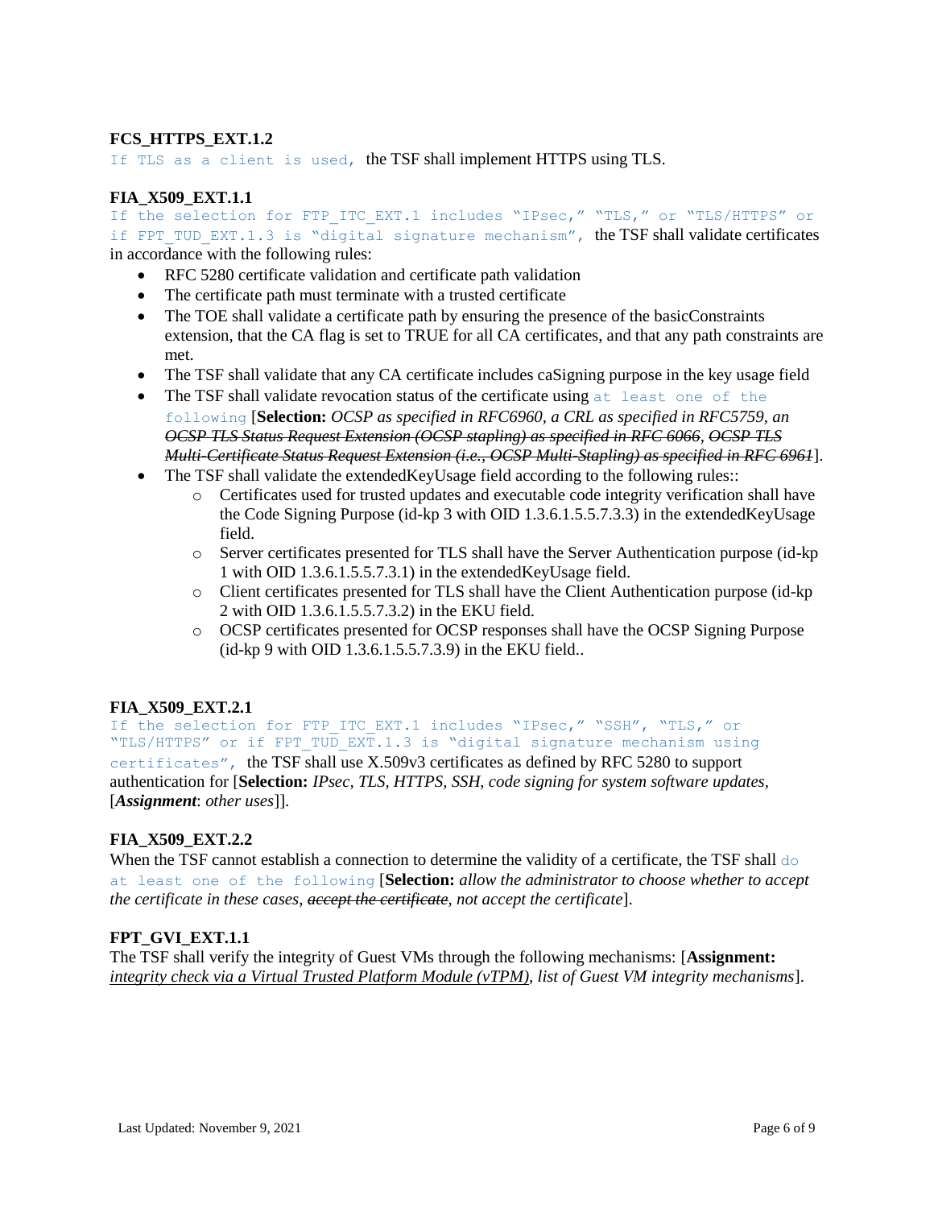**FCS_HTTPS_EXT.1.2**

`If TLS as a client is used,` the TSF shall implement HTTPS using TLS.

**FIA_X509_EXT.1.1**

`If the selection for FTP_ITC_EXT.1 includes "IPsec," "TLS," or "TLS/HTTPS" or if FPT_TUD_EXT.1.3 is "digital signature mechanism",` the TSF shall validate certificates in accordance with the following rules:

- RFC 5280 certificate validation and certificate path validation
- The certificate path must terminate with a trusted certificate
- The TOE shall validate a certificate path by ensuring the presence of the basicConstraints extension, that the CA flag is set to TRUE for all CA certificates, and that any path constraints are met.
- The TSF shall validate that any CA certificate includes caSigning purpose in the key usage field
- The TSF shall validate revocation status of the certificate using `at least one of the following` [**Selection:** *OCSP as specified in RFC6960, a CRL as specified in RFC5759, an ~~OCSP TLS Status Request Extension (OCSP stapling) as specified in RFC 6066~~, ~~OCSP TLS Multi-Certificate Status Request Extension (i.e., OCSP Multi-Stapling) as specified in RFC 6961~~*].
- The TSF shall validate the extendedKeyUsage field according to the following rules::
  - Certificates used for trusted updates and executable code integrity verification shall have the Code Signing Purpose (id-kp 3 with OID 1.3.6.1.5.5.7.3.3) in the extendedKeyUsage field.
  - Server certificates presented for TLS shall have the Server Authentication purpose (id-kp 1 with OID 1.3.6.1.5.5.7.3.1) in the extendedKeyUsage field.
  - Client certificates presented for TLS shall have the Client Authentication purpose (id-kp 2 with OID 1.3.6.1.5.5.7.3.2) in the EKU field.
  - OCSP certificates presented for OCSP responses shall have the OCSP Signing Purpose (id-kp 9 with OID 1.3.6.1.5.5.7.3.9) in the EKU field..

**FIA_X509_EXT.2.1**

`If the selection for FTP_ITC_EXT.1 includes "IPsec," "SSH", "TLS," or "TLS/HTTPS" or if FPT_TUD_EXT.1.3 is "digital signature mechanism using certificates",` the TSF shall use X.509v3 certificates as defined by RFC 5280 to support authentication for [**Selection:** *IPsec, TLS, HTTPS, SSH, code signing for system software updates,* [***Assignment***: *other uses*]].

**FIA_X509_EXT.2.2**

When the TSF cannot establish a connection to determine the validity of a certificate, the TSF shall `do at least one of the following` [**Selection:** *allow the administrator to choose whether to accept the certificate in these cases, ~~accept the certificate~~, not accept the certificate*].

**FPT_GVI_EXT.1.1**

The TSF shall verify the integrity of Guest VMs through the following mechanisms: [**Assignment:** *<u>integrity check via a Virtual Trusted Platform Module (vTPM)</u>, list of Guest VM integrity mechanisms*].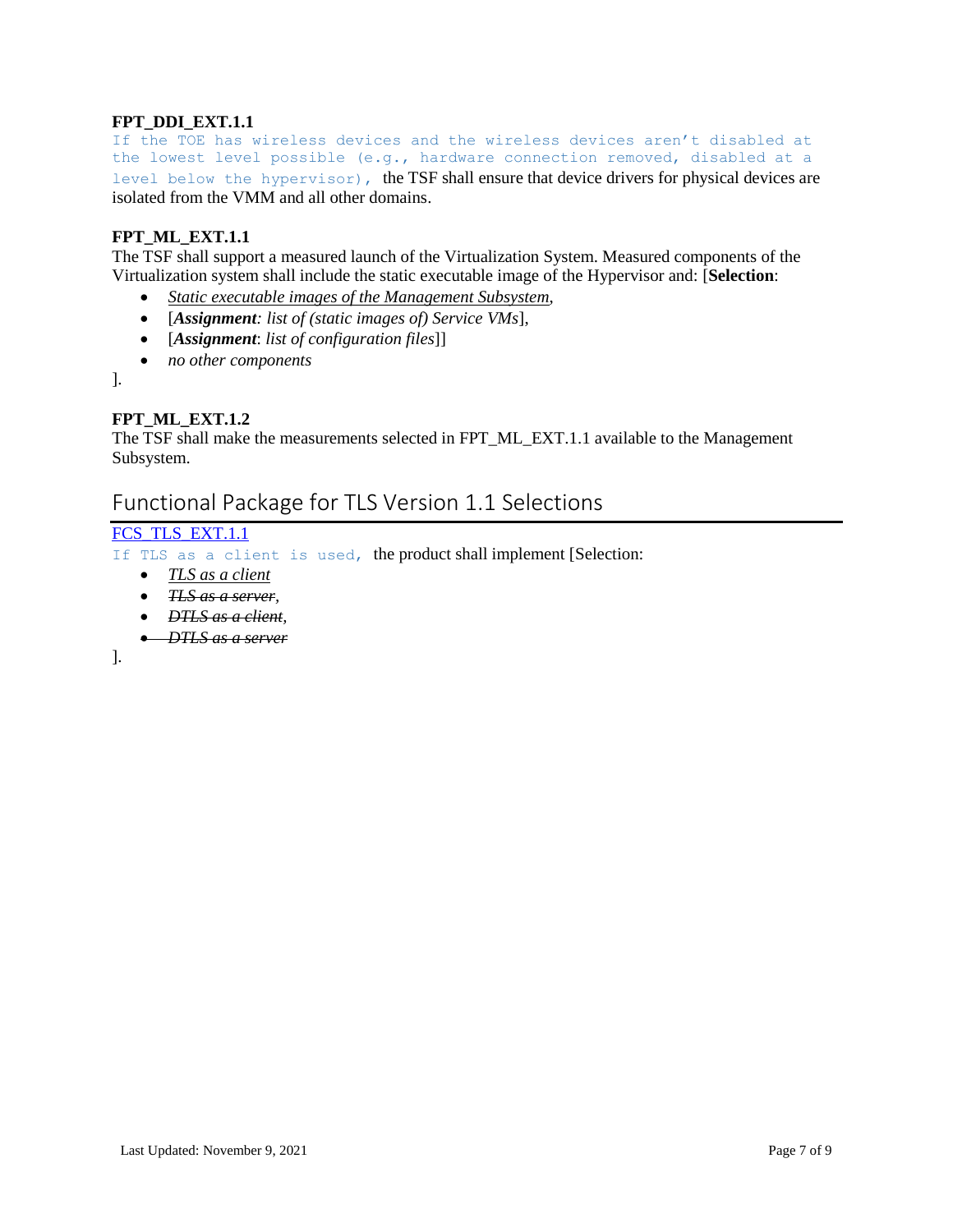**FPT_DDI_EXT.1.1**
If the TOE has wireless devices and the wireless devices aren't disabled at the lowest level possible (e.g., hardware connection removed, disabled at a level below the hypervisor), the TSF shall ensure that device drivers for physical devices are isolated from the VMM and all other domains.

**FPT_ML_EXT.1.1**
The TSF shall support a measured launch of the Virtualization System. Measured components of the Virtualization system shall include the static executable image of the Hypervisor and: [**Selection**:

- *Static executable images of the Management Subsystem*,
- [***Assignment***: *list of (static images of) Service VMs*],
- [***Assignment***: *list of configuration files*]]
- *no other components*

].

**FPT_ML_EXT.1.2**
The TSF shall make the measurements selected in FPT_ML_EXT.1.1 available to the Management Subsystem.

## Functional Package for TLS Version 1.1 Selections

FCS_TLS_EXT.1.1
If TLS as a client is used, the product shall implement [Selection:

- *TLS as a client*
- ~~*TLS as a server*~~,
- ~~*DTLS as a client*~~,
- ~~*DTLS as a server*~~

].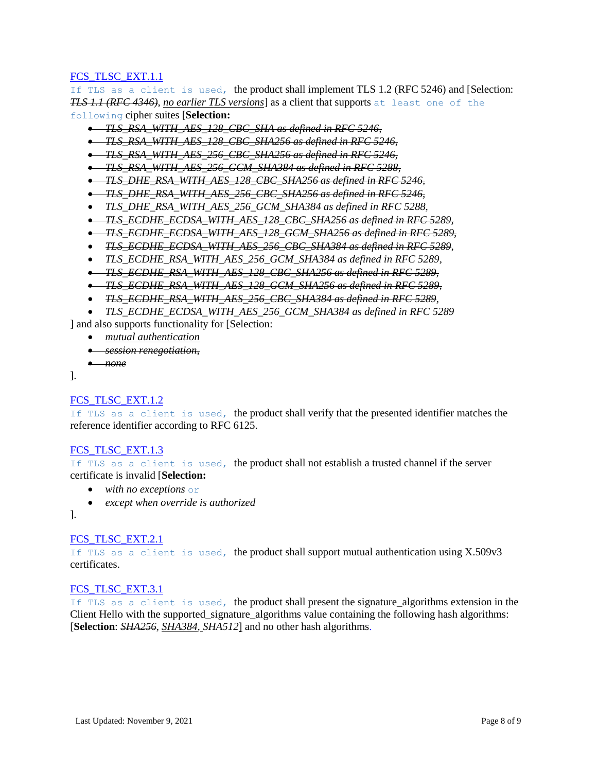[FCS_TLSC_EXT.1.1](#)
If TLS as a client is used, the product shall implement TLS 1.2 (RFC 5246) and [Selection: ~~*TLS 1.1 (RFC 4346)*~~, *no earlier TLS versions*] as a client that supports at least one of the following cipher suites [**Selection:**

- ~~*TLS_RSA_WITH_AES_128_CBC_SHA as defined in RFC 5246,*~~
- ~~*TLS_RSA_WITH_AES_128_CBC_SHA256 as defined in RFC 5246,*~~
- ~~*TLS_RSA_WITH_AES_256_CBC_SHA256 as defined in RFC 5246,*~~
- ~~*TLS_RSA_WITH_AES_256_GCM_SHA384 as defined in RFC 5288,*~~
- ~~*TLS_DHE_RSA_WITH_AES_128_CBC_SHA256 as defined in RFC 5246,*~~
- ~~*TLS_DHE_RSA_WITH_AES_256_CBC_SHA256 as defined in RFC 5246,*~~
- *TLS_DHE_RSA_WITH_AES_256_GCM_SHA384 as defined in RFC 5288,*
- ~~*TLS_ECDHE_ECDSA_WITH_AES_128_CBC_SHA256 as defined in RFC 5289,*~~
- ~~*TLS_ECDHE_ECDSA_WITH_AES_128_GCM_SHA256 as defined in RFC 5289,*~~
- ~~*TLS_ECDHE_ECDSA_WITH_AES_256_CBC_SHA384 as defined in RFC 5289,*~~
- *TLS_ECDHE_RSA_WITH_AES_256_GCM_SHA384 as defined in RFC 5289,*
- ~~*TLS_ECDHE_RSA_WITH_AES_128_CBC_SHA256 as defined in RFC 5289,*~~
- ~~*TLS_ECDHE_RSA_WITH_AES_128_GCM_SHA256 as defined in RFC 5289,*~~
- ~~*TLS_ECDHE_RSA_WITH_AES_256_CBC_SHA384 as defined in RFC 5289,*~~
- *TLS_ECDHE_ECDSA_WITH_AES_256_GCM_SHA384 as defined in RFC 5289*

] and also supports functionality for [Selection:

- *mutual authentication*
- ~~*session renegotiation,*~~
- ~~*none*~~

].

[FCS_TLSC_EXT.1.2](#)
If TLS as a client is used, the product shall verify that the presented identifier matches the reference identifier according to RFC 6125.

[FCS_TLSC_EXT.1.3](#)
If TLS as a client is used, the product shall not establish a trusted channel if the server certificate is invalid [**Selection:**

- *with no exceptions* or
- *except when override is authorized*

].

[FCS_TLSC_EXT.2.1](#)
If TLS as a client is used, the product shall support mutual authentication using X.509v3 certificates.

[FCS_TLSC_EXT.3.1](#)
If TLS as a client is used, the product shall present the signature_algorithms extension in the Client Hello with the supported_signature_algorithms value containing the following hash algorithms: [**Selection**: ~~*SHA256*~~, *SHA384, SHA512*] and no other hash algorithms.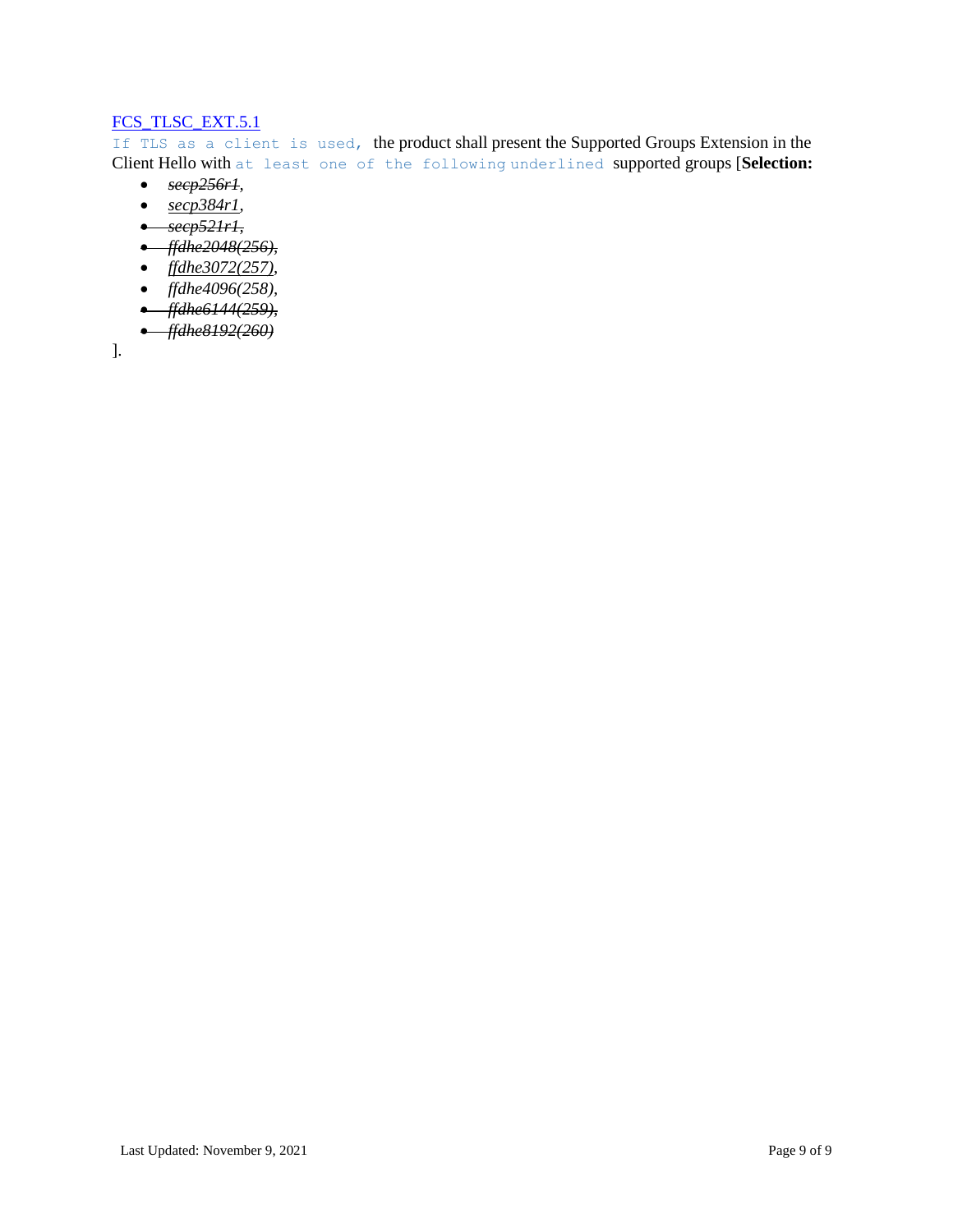FCS_TLSC_EXT.5.1

If TLS as a client is used, the product shall present the Supported Groups Extension in the Client Hello with at least one of the following underlined supported groups [**Selection:**

- ~~*secp256r1*~~,
- <u>*secp384r1*</u>,
- ~~*secp521r1,*~~
- ~~*ffdhe2048(256),*~~
- <u>*ffdhe3072(257)*</u>,
- *ffdhe4096(258),*
- ~~*ffdhe6144(259),*~~
- ~~*ffdhe8192(260)*~~

].